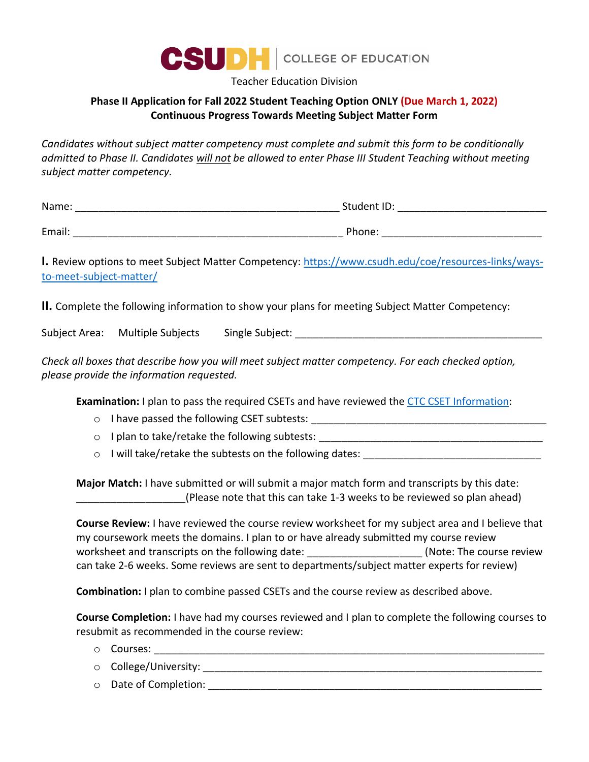CSUDH | COLLEGE OF EDUCATION

Teacher Education Division

**Phase II Application for Fall 2022 Student Teaching Option ONLY (Due March 1, 2022)**
**Continuous Progress Towards Meeting Subject Matter Form**

*Candidates without subject matter competency must complete and submit this form to be conditionally admitted to Phase II. Candidates will not be allowed to enter Phase III Student Teaching without meeting subject matter competency.*

Name: _______________________________________________ Student ID: __________________________

Email: ________________________________________________ Phone: ___________________________

**I.** Review options to meet Subject Matter Competency: https://www.csudh.edu/coe/resources-links/ways-to-meet-subject-matter/

**II.** Complete the following information to show your plans for meeting Subject Matter Competency:

Subject Area: Multiple Subjects Single Subject: ____________________________________________

*Check all boxes that describe how you will meet subject matter competency. For each checked option, please provide the information requested.*

**Examination:** I plan to pass the required CSETs and have reviewed the CTC CSET Information:

- I have passed the following CSET subtests: _________________________________________
- I plan to take/retake the following subtests: ________________________________________
- I will take/retake the subtests on the following dates: ______________________________

**Major Match:** I have submitted or will submit a major match form and transcripts by this date: ___________________(Please note that this can take 1-3 weeks to be reviewed so plan ahead)

**Course Review:** I have reviewed the course review worksheet for my subject area and I believe that my coursework meets the domains. I plan to or have already submitted my course review worksheet and transcripts on the following date: ___________________ (Note: The course review can take 2-6 weeks. Some reviews are sent to departments/subject matter experts for review)

**Combination:** I plan to combine passed CSETs and the course review as described above.

**Course Completion:** I have had my courses reviewed and I plan to complete the following courses to resubmit as recommended in the course review:

- Courses: ______________________________________________________________________
- College/University: _____________________________________________________________
- Date of Completion: ____________________________________________________________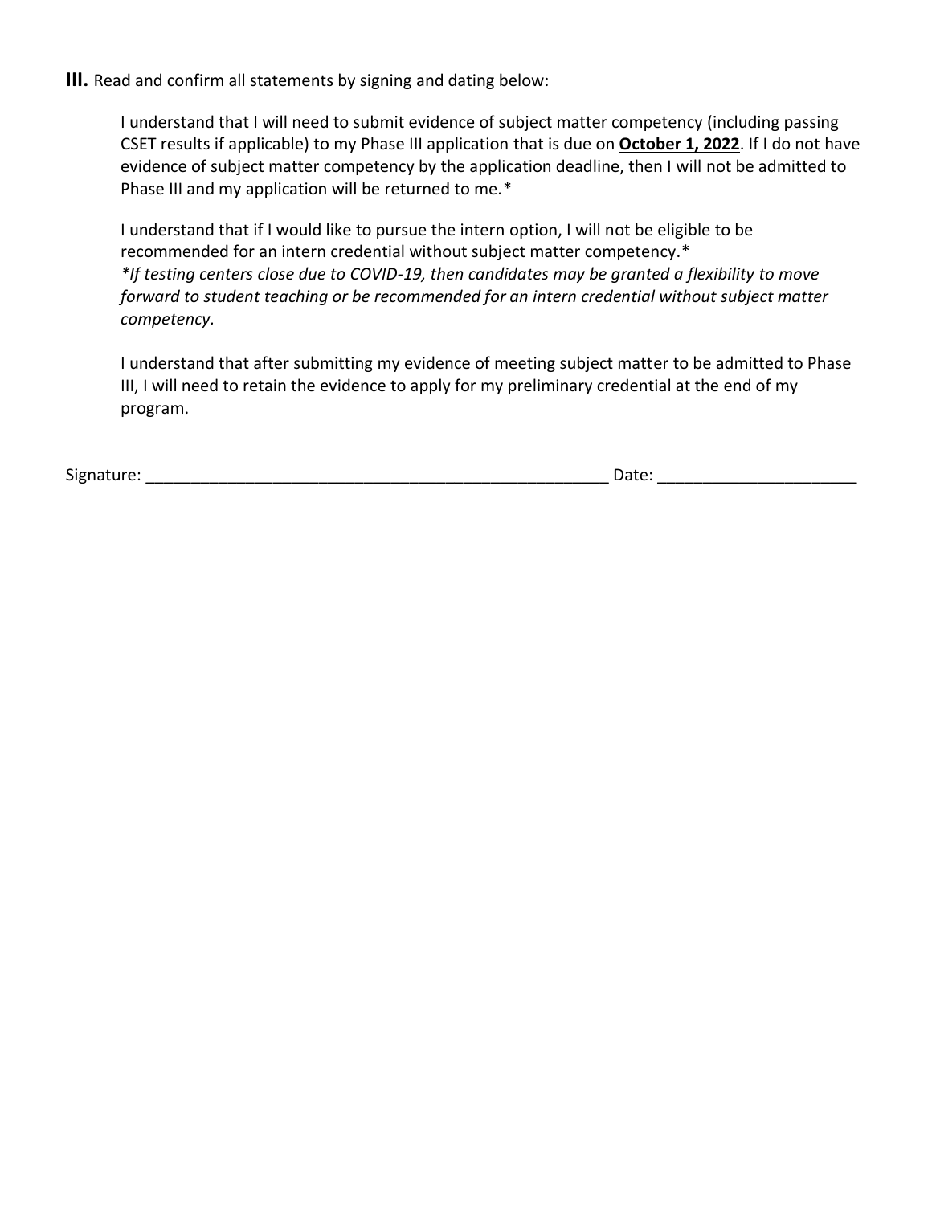**III.** Read and confirm all statements by signing and dating below:

I understand that I will need to submit evidence of subject matter competency (including passing CSET results if applicable) to my Phase III application that is due on **October 1, 2022**. If I do not have evidence of subject matter competency by the application deadline, then I will not be admitted to Phase III and my application will be returned to me.*

I understand that if I would like to pursue the intern option, I will not be eligible to be recommended for an intern credential without subject matter competency.*
**If testing centers close due to COVID-19, then candidates may be granted a flexibility to move forward to student teaching or be recommended for an intern credential without subject matter competency.*

I understand that after submitting my evidence of meeting subject matter to be admitted to Phase III, I will need to retain the evidence to apply for my preliminary credential at the end of my program.

Signature: _____________________________________________________ Date: ______________________